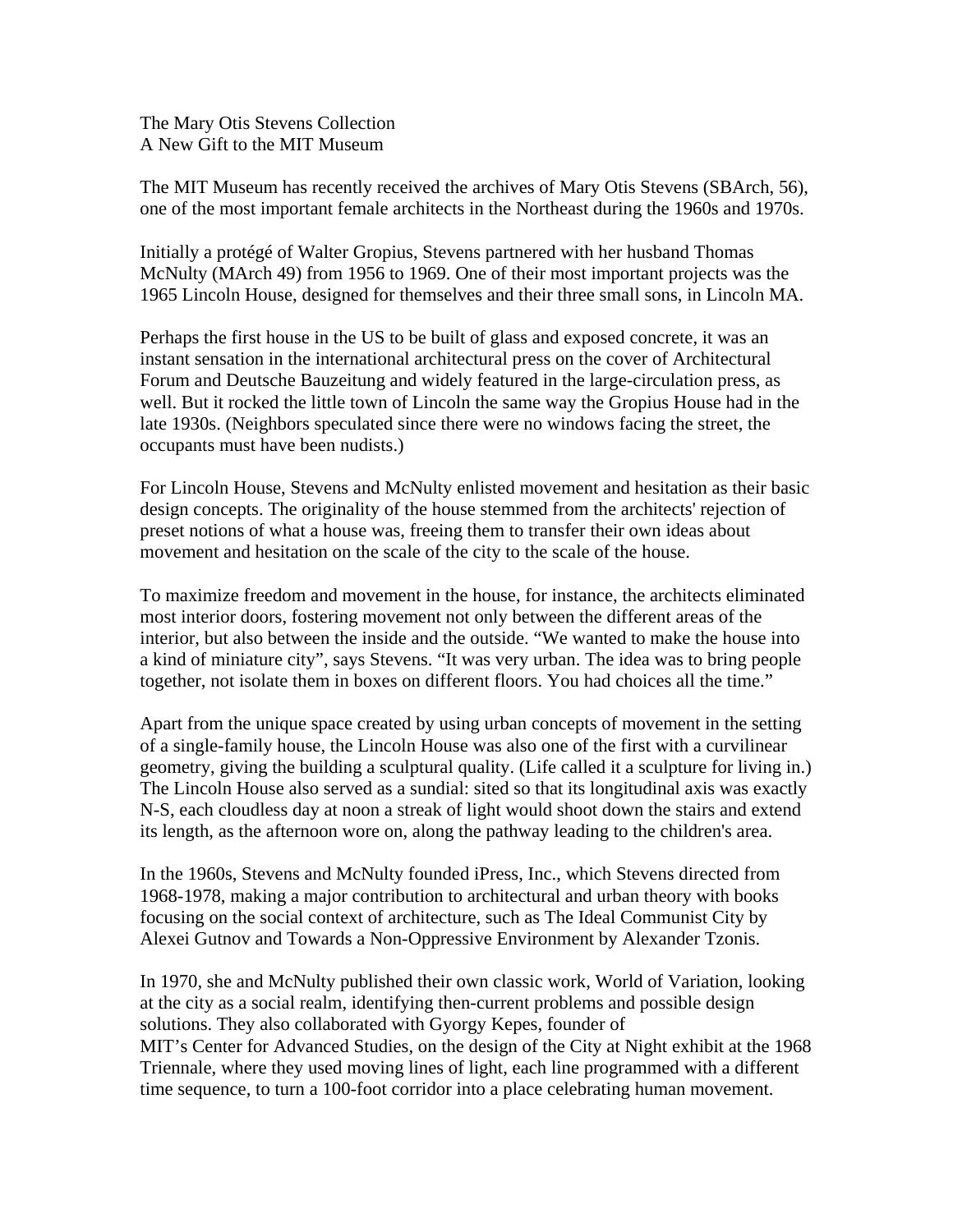The Mary Otis Stevens Collection
A New Gift to the MIT Museum

The MIT Museum has recently received the archives of Mary Otis Stevens (SBArch, 56), one of the most important female architects in the Northeast during the 1960s and 1970s.

Initially a protégé of Walter Gropius, Stevens partnered with her husband Thomas McNulty (MArch 49) from 1956 to 1969. One of their most important projects was the 1965 Lincoln House, designed for themselves and their three small sons, in Lincoln MA.

Perhaps the first house in the US to be built of glass and exposed concrete, it was an instant sensation in the international architectural press on the cover of Architectural Forum and Deutsche Bauzeitung and widely featured in the large-circulation press, as well. But it rocked the little town of Lincoln the same way the Gropius House had in the late 1930s. (Neighbors speculated since there were no windows facing the street, the occupants must have been nudists.)

For Lincoln House, Stevens and McNulty enlisted movement and hesitation as their basic design concepts. The originality of the house stemmed from the architects' rejection of preset notions of what a house was, freeing them to transfer their own ideas about movement and hesitation on the scale of the city to the scale of the house.

To maximize freedom and movement in the house, for instance, the architects eliminated most interior doors, fostering movement not only between the different areas of the interior, but also between the inside and the outside. "We wanted to make the house into a kind of miniature city", says Stevens. "It was very urban. The idea was to bring people together, not isolate them in boxes on different floors. You had choices all the time."

Apart from the unique space created by using urban concepts of movement in the setting of a single-family house, the Lincoln House was also one of the first with a curvilinear geometry, giving the building a sculptural quality. (Life called it a sculpture for living in.) The Lincoln House also served as a sundial: sited so that its longitudinal axis was exactly N-S, each cloudless day at noon a streak of light would shoot down the stairs and extend its length, as the afternoon wore on, along the pathway leading to the children's area.

In the 1960s, Stevens and McNulty founded iPress, Inc., which Stevens directed from 1968-1978, making a major contribution to architectural and urban theory with books focusing on the social context of architecture, such as The Ideal Communist City by Alexei Gutnov and Towards a Non-Oppressive Environment by Alexander Tzonis.

In 1970, she and McNulty published their own classic work, World of Variation, looking at the city as a social realm, identifying then-current problems and possible design solutions. They also collaborated with Gyorgy Kepes, founder of MIT's Center for Advanced Studies, on the design of the City at Night exhibit at the 1968 Triennale, where they used moving lines of light, each line programmed with a different time sequence, to turn a 100-foot corridor into a place celebrating human movement.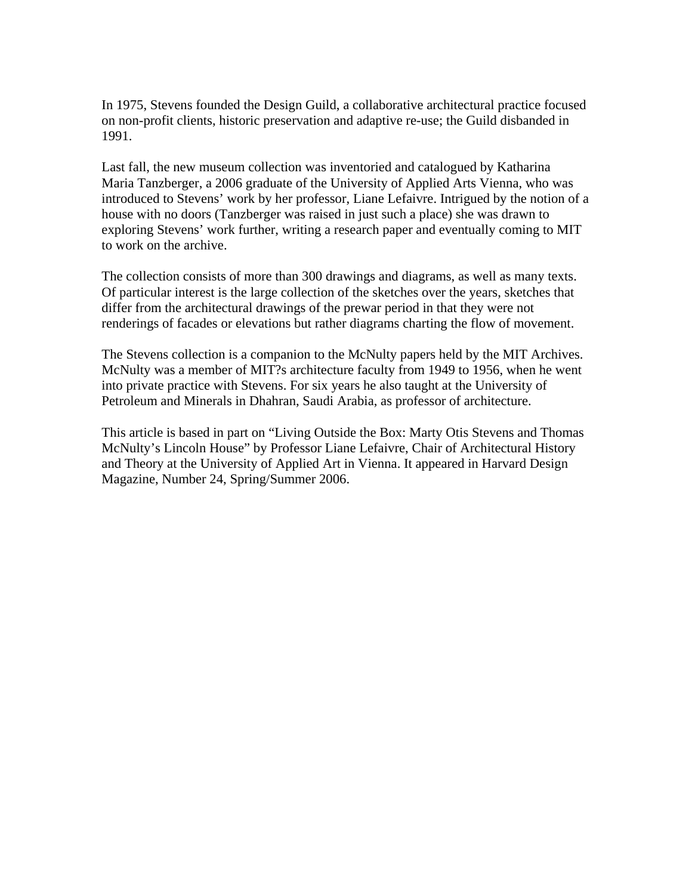In 1975, Stevens founded the Design Guild, a collaborative architectural practice focused on non-profit clients, historic preservation and adaptive re-use; the Guild disbanded in 1991.

Last fall, the new museum collection was inventoried and catalogued by Katharina Maria Tanzberger, a 2006 graduate of the University of Applied Arts Vienna, who was introduced to Stevens' work by her professor, Liane Lefaivre. Intrigued by the notion of a house with no doors (Tanzberger was raised in just such a place) she was drawn to exploring Stevens' work further, writing a research paper and eventually coming to MIT to work on the archive.

The collection consists of more than 300 drawings and diagrams, as well as many texts. Of particular interest is the large collection of the sketches over the years, sketches that differ from the architectural drawings of the prewar period in that they were not renderings of facades or elevations but rather diagrams charting the flow of movement.

The Stevens collection is a companion to the McNulty papers held by the MIT Archives. McNulty was a member of MIT?s architecture faculty from 1949 to 1956, when he went into private practice with Stevens. For six years he also taught at the University of Petroleum and Minerals in Dhahran, Saudi Arabia, as professor of architecture.

This article is based in part on "Living Outside the Box: Marty Otis Stevens and Thomas McNulty's Lincoln House" by Professor Liane Lefaivre, Chair of Architectural History and Theory at the University of Applied Art in Vienna. It appeared in Harvard Design Magazine, Number 24, Spring/Summer 2006.